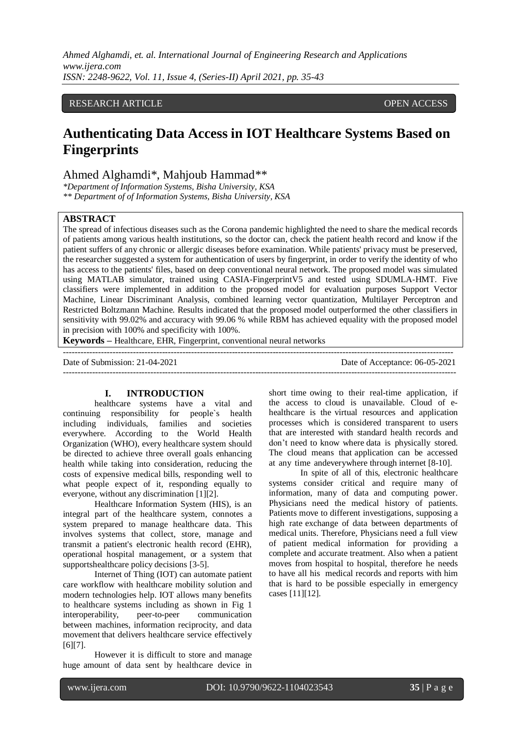RESEARCH ARTICLE OPEN ACCESS

# Authenticating Data Access in IOT Healthcare Systems Based on Fingerprints

Ahmed Alghamdi*, Mahjoub Hammad**

*Department of Information Systems, Bisha University, KSA*
*** Department of of Information Systems, Bisha University, KSA*

## ABSTRACT

The spread of infectious diseases such as the Corona pandemic highlighted the need to share the medical records of patients among various health institutions, so the doctor can, check the patient health record and know if the patient suffers of any chronic or allergic diseases before examination. While patients' privacy must be preserved, the researcher suggested a system for authentication of users by fingerprint, in order to verify the identity of who has access to the patients' files, based on deep conventional neural network. The proposed model was simulated using MATLAB simulator, trained using CASIA-FingerprintV5 and tested using SDUMLA-HMT. Five classifiers were implemented in addition to the proposed model for evaluation purposes Support Vector Machine, Linear Discriminant Analysis, combined learning vector quantization, Multilayer Perceptron and Restricted Boltzmann Machine. Results indicated that the proposed model outperformed the other classifiers in sensitivity with 99.02% and accuracy with 99.06 % while RBM has achieved equality with the proposed model in precision with 100% and specificity with 100%.

**Keywords –** Healthcare, EHR, Fingerprint, conventional neural networks

---

Date of Submission: 21-04-2021 Date of Acceptance: 06-05-2021

---

## I. INTRODUCTION

healthcare systems have a vital and continuing responsibility for people`s health including individuals, families and societies everywhere. According to the World Health Organization (WHO), every healthcare system should be directed to achieve three overall goals enhancing health while taking into consideration, reducing the costs of expensive medical bills, responding well to what people expect of it, responding equally to everyone, without any discrimination [1][2].

Healthcare Information System (HIS), is an integral part of the healthcare system, connotes a system prepared to manage healthcare data. This involves systems that collect, store, manage and transmit a patient's electronic health record (EHR), operational hospital management, or a system that supportshealthcare policy decisions [3-5].

Internet of Thing (IOT) can automate patient care workflow with healthcare mobility solution and modern technologies help. IOT allows many benefits to healthcare systems including as shown in Fig 1 interoperability, peer-to-peer communication between machines, information reciprocity, and data movement that delivers healthcare service effectively [6][7].

However it is difficult to store and manage huge amount of data sent by healthcare device in short time owing to their real-time application, if the access to cloud is unavailable. Cloud of e-healthcare is the virtual resources and application processes which is considered transparent to users that are interested with standard health records and don't need to know where data is physically stored. The cloud means that application can be accessed at any time andeverywhere through internet [8-10].

In spite of all of this, electronic healthcare systems consider critical and require many of information, many of data and computing power. Physicians need the medical history of patients. Patients move to different investigations, supposing a high rate exchange of data between departments of medical units. Therefore, Physicians need a full view of patient medical information for providing a complete and accurate treatment. Also when a patient moves from hospital to hospital, therefore he needs to have all his medical records and reports with him that is hard to be possible especially in emergency cases [11][12].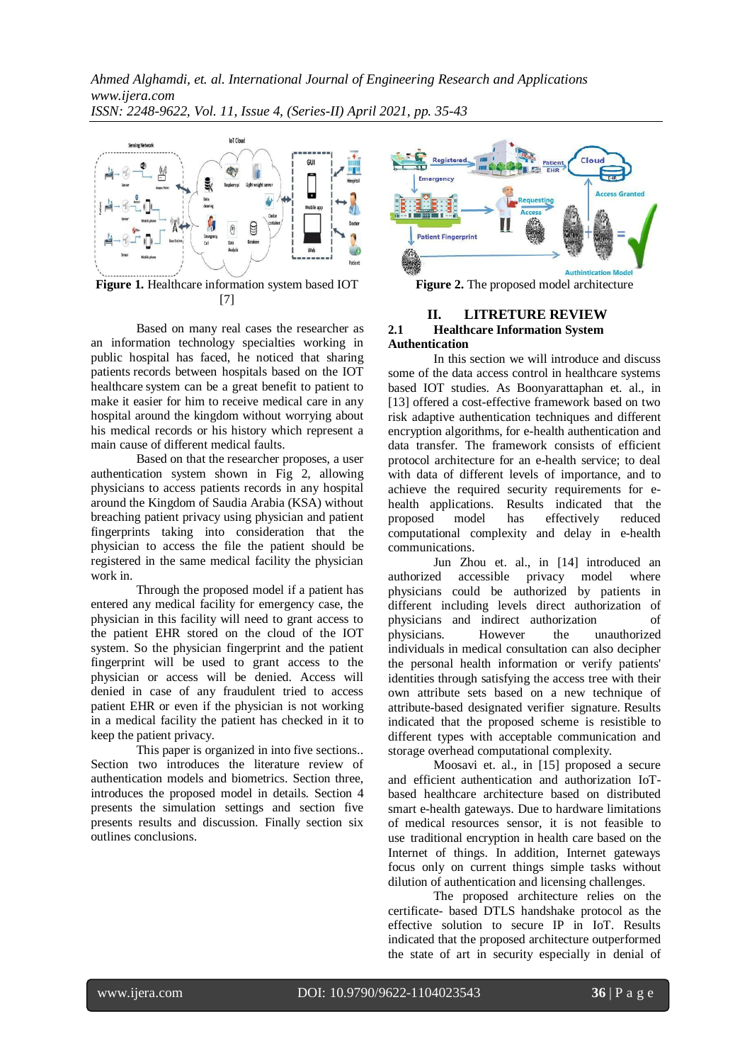Figure 1. Healthcare information system based IOT [7]

Figure 2. The proposed model architecture

Based on many real cases the researcher as an information technology specialties working in public hospital has faced, he noticed that sharing patients records between hospitals based on the IOT healthcare system can be a great benefit to patient to make it easier for him to receive medical care in any hospital around the kingdom without worrying about his medical records or his history which represent a main cause of different medical faults.

Based on that the researcher proposes, a user authentication system shown in Fig 2, allowing physicians to access patients records in any hospital around the Kingdom of Saudia Arabia (KSA) without breaching patient privacy using physician and patient fingerprints taking into consideration that the physician to access the file the patient should be registered in the same medical facility the physician work in.

Through the proposed model if a patient has entered any medical facility for emergency case, the physician in this facility will need to grant access to the patient EHR stored on the cloud of the IOT system. So the physician fingerprint and the patient fingerprint will be used to grant access to the physician or access will be denied. Access will denied in case of any fraudulent tried to access patient EHR or even if the physician is not working in a medical facility the patient has checked in it to keep the patient privacy.

This paper is organized in into five sections.. Section two introduces the literature review of authentication models and biometrics. Section three, introduces the proposed model in details. Section 4 presents the simulation settings and section five presents results and discussion. Finally section six outlines conclusions.

## II. LITRETURE REVIEW

### 2.1 Healthcare Information System Authentication

In this section we will introduce and discuss some of the data access control in healthcare systems based IOT studies. As Boonyarattaphan et. al., in [13] offered a cost-effective framework based on two risk adaptive authentication techniques and different encryption algorithms, for e-health authentication and data transfer. The framework consists of efficient protocol architecture for an e-health service; to deal with data of different levels of importance, and to achieve the required security requirements for e-health applications. Results indicated that the proposed model has effectively reduced computational complexity and delay in e-health communications.

Jun Zhou et. al., in [14] introduced an authorized accessible privacy model where physicians could be authorized by patients in different including levels direct authorization of physicians and indirect authorization of physicians. However the unauthorized individuals in medical consultation can also decipher the personal health information or verify patients' identities through satisfying the access tree with their own attribute sets based on a new technique of attribute-based designated verifier signature. Results indicated that the proposed scheme is resistible to different types with acceptable communication and storage overhead computational complexity.

Moosavi et. al., in [15] proposed a secure and efficient authentication and authorization IoT-based healthcare architecture based on distributed smart e-health gateways. Due to hardware limitations of medical resources sensor, it is not feasible to use traditional encryption in health care based on the Internet of things. In addition, Internet gateways focus only on current things simple tasks without dilution of authentication and licensing challenges.

The proposed architecture relies on the certificate- based DTLS handshake protocol as the effective solution to secure IP in IoT. Results indicated that the proposed architecture outperformed the state of art in security especially in denial of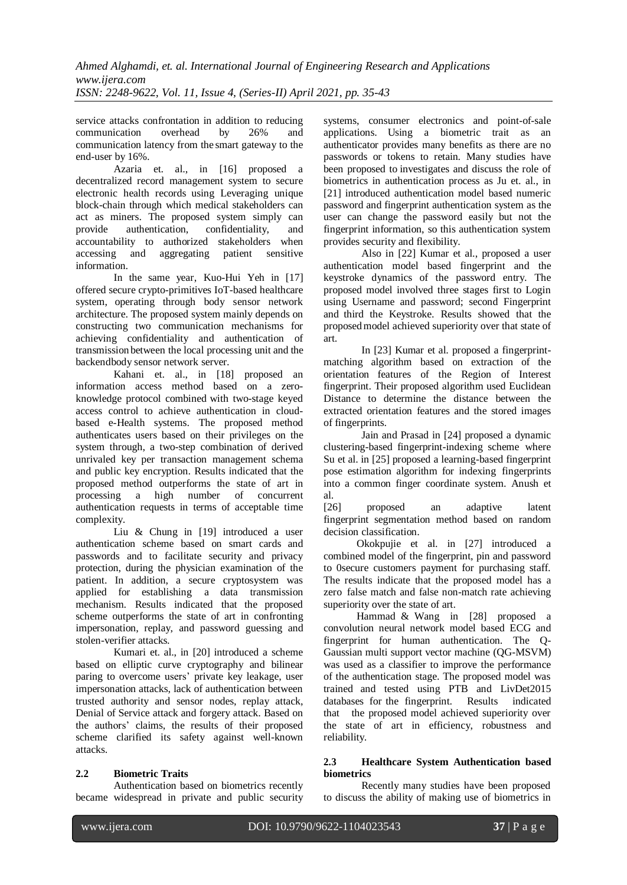service attacks confrontation in addition to reducing communication overhead by 26% and communication latency from the smart gateway to the end-user by 16%.

Azaria et. al., in [16] proposed a decentralized record management system to secure electronic health records using Leveraging unique block-chain through which medical stakeholders can act as miners. The proposed system simply can provide authentication, confidentiality, and accountability to authorized stakeholders when accessing and aggregating patient sensitive information.

In the same year, Kuo-Hui Yeh in [17] offered secure crypto-primitives IoT-based healthcare system, operating through body sensor network architecture. The proposed system mainly depends on constructing two communication mechanisms for achieving confidentiality and authentication of transmission between the local processing unit and the backendbody sensor network server.

Kahani et. al., in [18] proposed an information access method based on a zero-knowledge protocol combined with two-stage keyed access control to achieve authentication in cloud-based e-Health systems. The proposed method authenticates users based on their privileges on the system through, a two-step combination of derived unrivaled key per transaction management schema and public key encryption. Results indicated that the proposed method outperforms the state of art in processing a high number of concurrent authentication requests in terms of acceptable time complexity.

Liu & Chung in [19] introduced a user authentication scheme based on smart cards and passwords and to facilitate security and privacy protection, during the physician examination of the patient. In addition, a secure cryptosystem was applied for establishing a data transmission mechanism. Results indicated that the proposed scheme outperforms the state of art in confronting impersonation, replay, and password guessing and stolen-verifier attacks.

Kumari et. al., in [20] introduced a scheme based on elliptic curve cryptography and bilinear paring to overcome users' private key leakage, user impersonation attacks, lack of authentication between trusted authority and sensor nodes, replay attack, Denial of Service attack and forgery attack. Based on the authors' claims, the results of their proposed scheme clarified its safety against well-known attacks.

## 2.2 Biometric Traits

Authentication based on biometrics recently became widespread in private and public security systems, consumer electronics and point-of-sale applications. Using a biometric trait as an authenticator provides many benefits as there are no passwords or tokens to retain. Many studies have been proposed to investigates and discuss the role of biometrics in authentication process as Ju et. al., in [21] introduced authentication model based numeric password and fingerprint authentication system as the user can change the password easily but not the fingerprint information, so this authentication system provides security and flexibility.

Also in [22] Kumar et al., proposed a user authentication model based fingerprint and the keystroke dynamics of the password entry. The proposed model involved three stages first to Login using Username and password; second Fingerprint and third the Keystroke. Results showed that the proposed model achieved superiority over that state of art.

In [23] Kumar et al. proposed a fingerprint-matching algorithm based on extraction of the orientation features of the Region of Interest fingerprint. Their proposed algorithm used Euclidean Distance to determine the distance between the extracted orientation features and the stored images of fingerprints.

Jain and Prasad in [24] proposed a dynamic clustering-based fingerprint-indexing scheme where Su et al. in [25] proposed a learning-based fingerprint pose estimation algorithm for indexing fingerprints into a common finger coordinate system. Anush et al. [26] proposed an adaptive latent fingerprint segmentation method based on random decision classification.

Okokpujie et al. in [27] introduced a combined model of the fingerprint, pin and password to 0secure customers payment for purchasing staff. The results indicate that the proposed model has a zero false match and false non-match rate achieving superiority over the state of art.

Hammad & Wang in [28] proposed a convolution neural network model based ECG and fingerprint for human authentication. The Q-Gaussian multi support vector machine (QG-MSVM) was used as a classifier to improve the performance of the authentication stage. The proposed model was trained and tested using PTB and LivDet2015 databases for the fingerprint. Results indicated that the proposed model achieved superiority over the state of art in efficiency, robustness and reliability.

## 2.3 Healthcare System Authentication based biometrics

Recently many studies have been proposed to discuss the ability of making use of biometrics in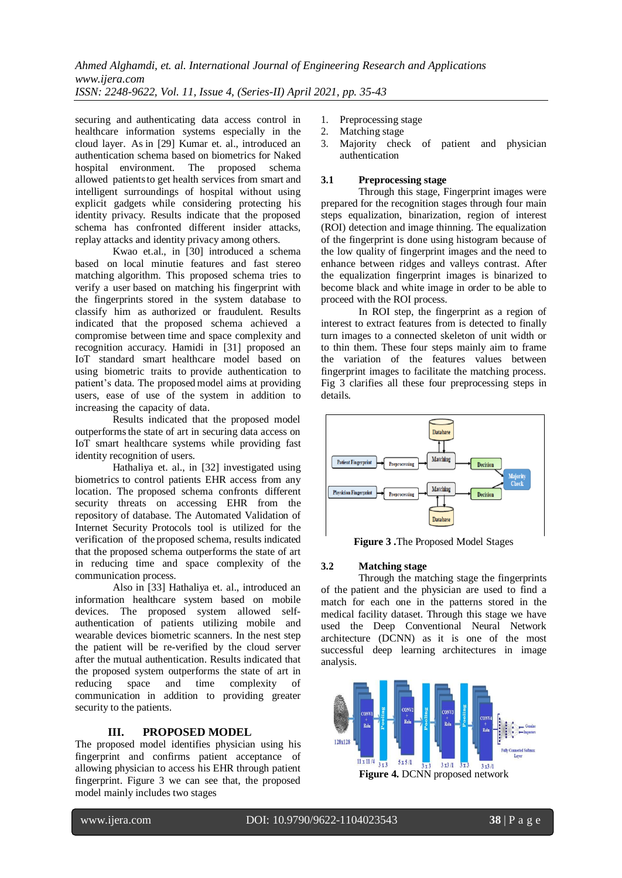securing and authenticating data access control in healthcare information systems especially in the cloud layer. As in [29] Kumar et. al., introduced an authentication schema based on biometrics for Naked hospital environment. The proposed schema allowed patients to get health services from smart and intelligent surroundings of hospital without using explicit gadgets while considering protecting his identity privacy. Results indicate that the proposed schema has confronted different insider attacks, replay attacks and identity privacy among others.

Kwao et.al., in [30] introduced a schema based on local minutie features and fast stereo matching algorithm. This proposed schema tries to verify a user based on matching his fingerprint with the fingerprints stored in the system database to classify him as authorized or fraudulent. Results indicated that the proposed schema achieved a compromise between time and space complexity and recognition accuracy. Hamidi in [31] proposed an IoT standard smart healthcare model based on using biometric traits to provide authentication to patient's data. The proposed model aims at providing users, ease of use of the system in addition to increasing the capacity of data.

Results indicated that the proposed model outperforms the state of art in securing data access on IoT smart healthcare systems while providing fast identity recognition of users.

Hathaliya et. al., in [32] investigated using biometrics to control patients EHR access from any location. The proposed schema confronts different security threats on accessing EHR from the repository of database. The Automated Validation of Internet Security Protocols tool is utilized for the verification of the proposed schema, results indicated that the proposed schema outperforms the state of art in reducing time and space complexity of the communication process.

Also in [33] Hathaliya et. al., introduced an information healthcare system based on mobile devices. The proposed system allowed self-authentication of patients utilizing mobile and wearable devices biometric scanners. In the nest step the patient will be re-verified by the cloud server after the mutual authentication. Results indicated that the proposed system outperforms the state of art in reducing space and time complexity of communication in addition to providing greater security to the patients.

## III. PROPOSED MODEL

The proposed model identifies physician using his fingerprint and confirms patient acceptance of allowing physician to access his EHR through patient fingerprint. Figure 3 we can see that, the proposed model mainly includes two stages

1. Preprocessing stage
2. Matching stage
3. Majority check of patient and physician authentication

### 3.1 Preprocessing stage

Through this stage, Fingerprint images were prepared for the recognition stages through four main steps equalization, binarization, region of interest (ROI) detection and image thinning. The equalization of the fingerprint is done using histogram because of the low quality of fingerprint images and the need to enhance between ridges and valleys contrast. After the equalization fingerprint images is binarized to become black and white image in order to be able to proceed with the ROI process.

In ROI step, the fingerprint as a region of interest to extract features from is detected to finally turn images to a connected skeleton of unit width or to thin them. These four steps mainly aim to frame the variation of the features values between fingerprint images to facilitate the matching process. Fig 3 clarifies all these four preprocessing steps in details.

**Figure 3 .**The Proposed Model Stages

### 3.2 Matching stage

Through the matching stage the fingerprints of the patient and the physician are used to find a match for each one in the patterns stored in the medical facility dataset. Through this stage we have used the Deep Conventional Neural Network architecture (DCNN) as it is one of the most successful deep learning architectures in image analysis.

**Figure 4.** DCNN proposed network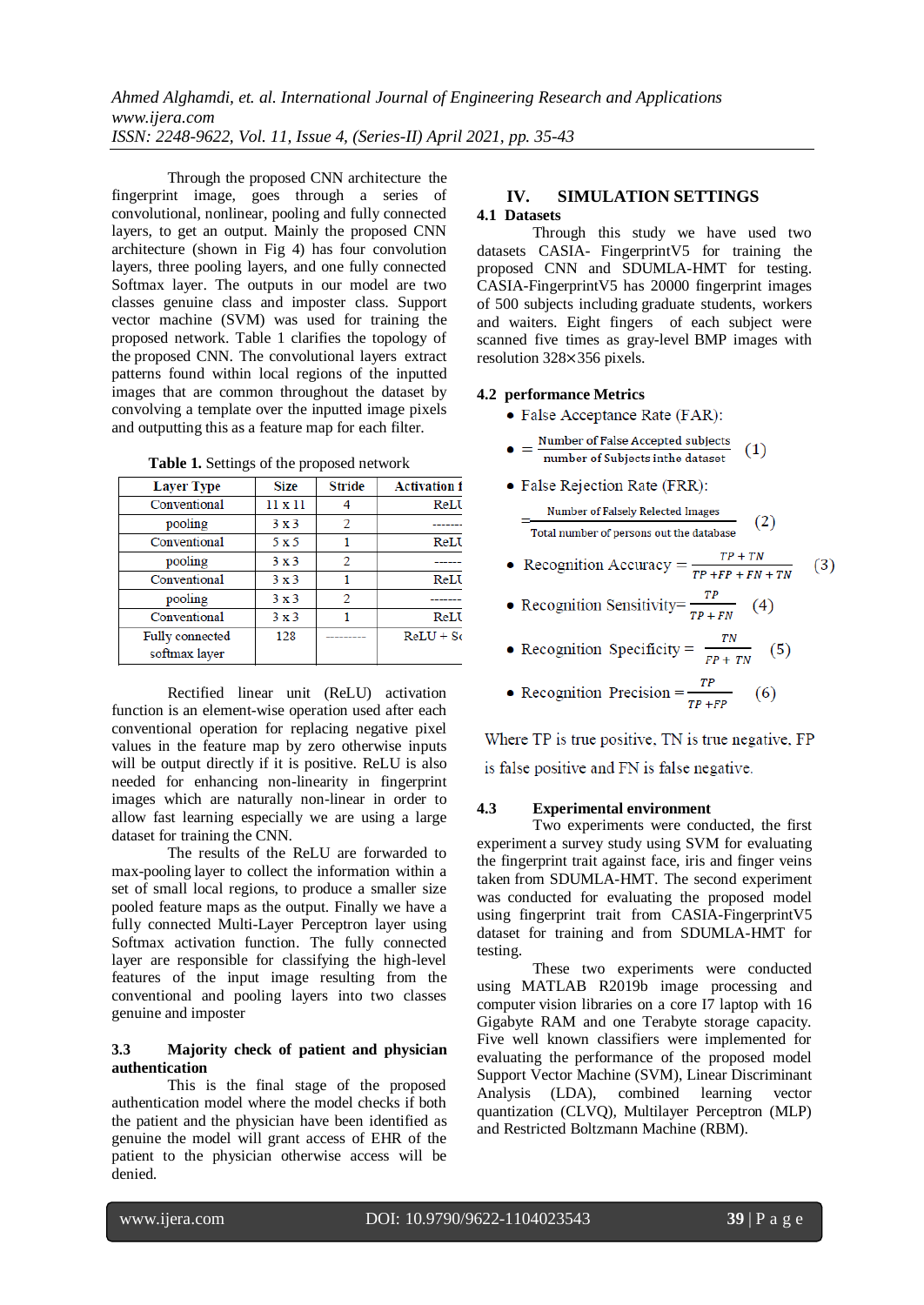Through the proposed CNN architecture the fingerprint image, goes through a series of convolutional, nonlinear, pooling and fully connected layers, to get an output. Mainly the proposed CNN architecture (shown in Fig 4) has four convolution layers, three pooling layers, and one fully connected Softmax layer. The outputs in our model are two classes genuine class and imposter class. Support vector machine (SVM) was used for training the proposed network. Table 1 clarifies the topology of the proposed CNN. The convolutional layers extract patterns found within local regions of the inputted images that are common throughout the dataset by convolving a template over the inputted image pixels and outputting this as a feature map for each filter.

**Table 1.** Settings of the proposed network

| Layer Type | Size | Stride | Activation f |
|---|---|---|---|
| Conventional | 11 x 11 | 4 | ReLU |
| pooling | 3 x 3 | 2 | ------- |
| Conventional | 5 x 5 | 1 | ReLU |
| pooling | 3 x 3 | 2 | ------ |
| Conventional | 3 x 3 | 1 | ReLU |
| pooling | 3 x 3 | 2 | ------- |
| Conventional | 3 x 3 | 1 | ReLU |
| Fully connected softmax layer | 128 | --------- | ReLU + So |

Rectified linear unit (ReLU) activation function is an element-wise operation used after each conventional operation for replacing negative pixel values in the feature map by zero otherwise inputs will be output directly if it is positive. ReLU is also needed for enhancing non-linearity in fingerprint images which are naturally non-linear in order to allow fast learning especially we are using a large dataset for training the CNN.

The results of the ReLU are forwarded to max-pooling layer to collect the information within a set of small local regions, to produce a smaller size pooled feature maps as the output. Finally we have a fully connected Multi-Layer Perceptron layer using Softmax activation function. The fully connected layer are responsible for classifying the high-level features of the input image resulting from the conventional and pooling layers into two classes genuine and imposter

### 3.3 Majority check of patient and physician authentication

This is the final stage of the proposed authentication model where the model checks if both the patient and the physician have been identified as genuine the model will grant access of EHR of the patient to the physician otherwise access will be denied.

## IV. SIMULATION SETTINGS

### 4.1 Datasets

Through this study we have used two datasets CASIA- FingerprintV5 for training the proposed CNN and SDUMLA-HMT for testing. CASIA-FingerprintV5 has 20000 fingerprint images of 500 subjects including graduate students, workers and waiters. Eight fingers of each subject were scanned five times as gray-level BMP images with resolution 328×356 pixels.

### 4.2 performance Metrics

- False Acceptance Rate (FAR):
- $$= \frac{\text{Number of False Accepted subjects}}{\text{number of Subjects inthe dataset}} \quad (1)$$
- False Rejection Rate (FRR):

$$= \frac{\text{Number of Falsely Relected Images}}{\text{Total number of persons out the database}} \quad (2)$$

- Recognition Accuracy $= \frac{TP+TN}{TP+FP+FN+TN}$ (3)
- Recognition Sensitivity $= \frac{TP}{TP+FN}$ (4)
- Recognition Specificity $= \frac{TN}{FP+TN}$ (5)
- Recognition Precision $= \frac{TP}{TP+FP}$ (6)

Where TP is true positive, TN is true negative, FP is false positive and FN is false negative.

### 4.3 Experimental environment

Two experiments were conducted, the first experiment a survey study using SVM for evaluating the fingerprint trait against face, iris and finger veins taken from SDUMLA-HMT. The second experiment was conducted for evaluating the proposed model using fingerprint trait from CASIA-FingerprintV5 dataset for training and from SDUMLA-HMT for testing.

These two experiments were conducted using MATLAB R2019b image processing and computer vision libraries on a core I7 laptop with 16 Gigabyte RAM and one Terabyte storage capacity. Five well known classifiers were implemented for evaluating the performance of the proposed model Support Vector Machine (SVM), Linear Discriminant Analysis (LDA), combined learning vector quantization (CLVQ), Multilayer Perceptron (MLP) and Restricted Boltzmann Machine (RBM).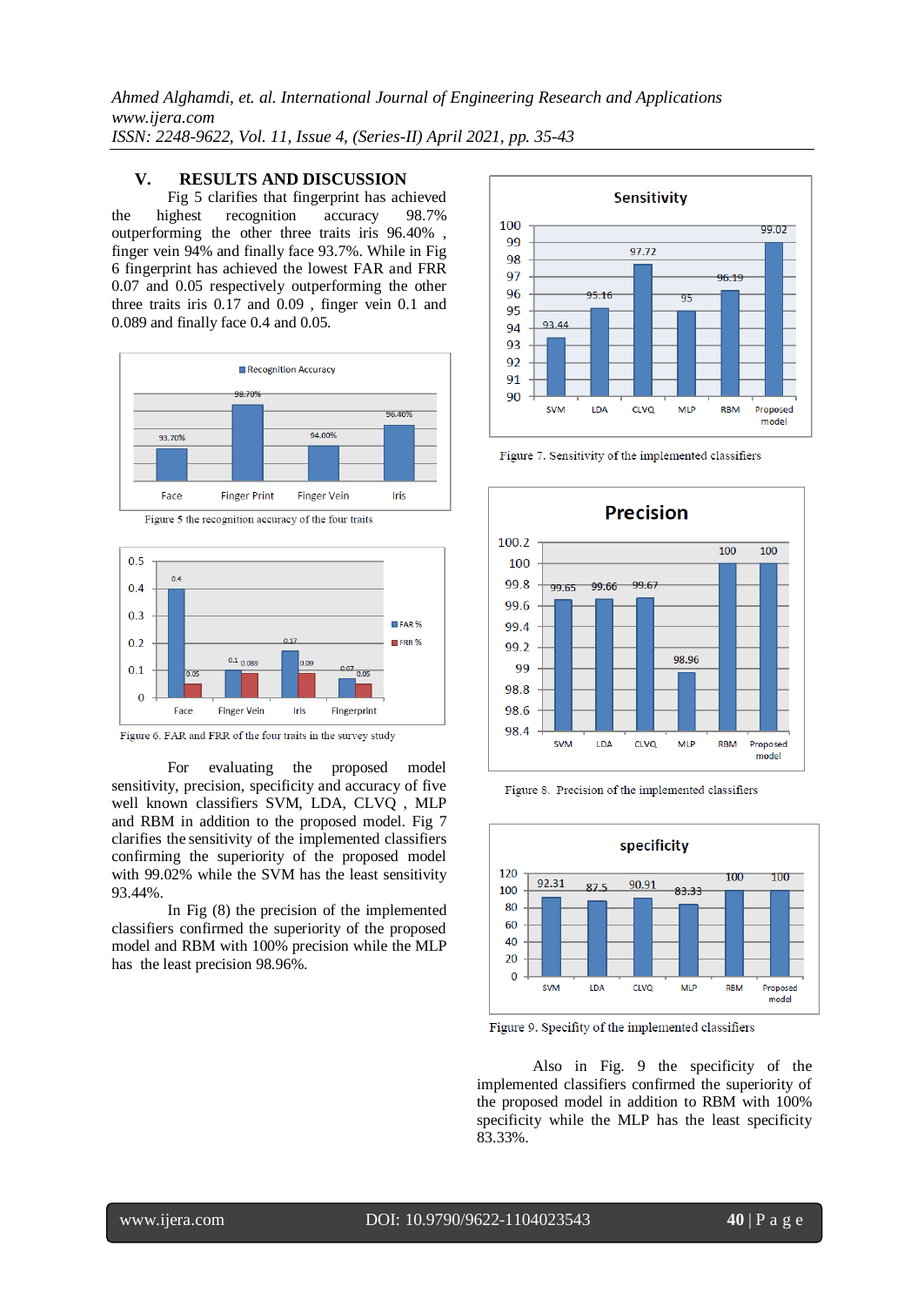## V. RESULTS AND DISCUSSION

Fig 5 clarifies that fingerprint has achieved the highest recognition accuracy 98.7% outperforming the other three traits iris 96.40% , finger vein 94% and finally face 93.7%. While in Fig 6 fingerprint has achieved the lowest FAR and FRR 0.07 and 0.05 respectively outperforming the other three traits iris 0.17 and 0.09 , finger vein 0.1 and 0.089 and finally face 0.4 and 0.05.

Figure 5 the recognition accuracy of the four traits

Figure 6. FAR and FRR of the four traits in the survey study

For evaluating the proposed model sensitivity, precision, specificity and accuracy of five well known classifiers SVM, LDA, CLVQ , MLP and RBM in addition to the proposed model. Fig 7 clarifies the sensitivity of the implemented classifiers confirming the superiority of the proposed model with 99.02% while the SVM has the least sensitivity 93.44%.

In Fig (8) the precision of the implemented classifiers confirmed the superiority of the proposed model and RBM with 100% precision while the MLP has the least precision 98.96%.

Figure 7. Sensitivity of the implemented classifiers

Figure 8. Precision of the implemented classifiers

Figure 9. Specifity of the implemented classifiers

Also in Fig. 9 the specificity of the implemented classifiers confirmed the superiority of the proposed model in addition to RBM with 100% specificity while the MLP has the least specificity 83.33%.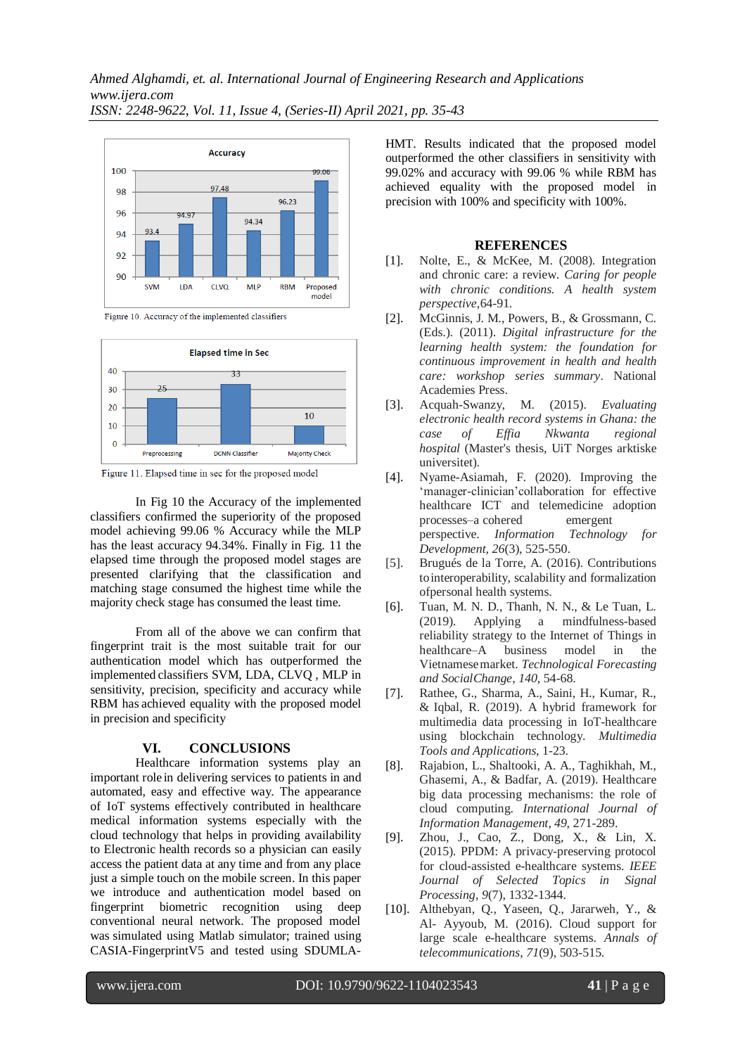Figure 10. Accuracy of the implemented classifiers

Figure 11. Elapsed time in sec for the proposed model

In Fig 10 the Accuracy of the implemented classifiers confirmed the superiority of the proposed model achieving 99.06 % Accuracy while the MLP has the least accuracy 94.34%. Finally in Fig. 11 the elapsed time through the proposed model stages are presented clarifying that the classification and matching stage consumed the highest time while the majority check stage has consumed the least time.

From all of the above we can confirm that fingerprint trait is the most suitable trait for our authentication model which has outperformed the implemented classifiers SVM, LDA, CLVQ , MLP in sensitivity, precision, specificity and accuracy while RBM has achieved equality with the proposed model in precision and specificity

## VI. CONCLUSIONS

Healthcare information systems play an important role in delivering services to patients in and automated, easy and effective way. The appearance of IoT systems effectively contributed in healthcare medical information systems especially with the cloud technology that helps in providing availability to Electronic health records so a physician can easily access the patient data at any time and from any place just a simple touch on the mobile screen. In this paper we introduce and authentication model based on fingerprint biometric recognition using deep conventional neural network. The proposed model was simulated using Matlab simulator; trained using CASIA-FingerprintV5 and tested using SDUMLA-HMT. Results indicated that the proposed model outperformed the other classifiers in sensitivity with 99.02% and accuracy with 99.06 % while RBM has achieved equality with the proposed model in precision with 100% and specificity with 100%.

## REFERENCES

[1]. Nolte, E., & McKee, M. (2008). Integration and chronic care: a review. *Caring for people with chronic conditions. A health system perspective*,64-91.

[2]. McGinnis, J. M., Powers, B., & Grossmann, C. (Eds.). (2011). *Digital infrastructure for the learning health system: the foundation for continuous improvement in health and health care: workshop series summary*. National Academies Press.

[3]. Acquah-Swanzy, M. (2015). *Evaluating electronic health record systems in Ghana: the case of Effia Nkwanta regional hospital* (Master's thesis, UiT Norges arktiske universitet).

[4]. Nyame-Asiamah, F. (2020). Improving the 'manager-clinician'collaboration for effective healthcare ICT and telemedicine adoption processes–a cohered emergent perspective. *Information Technology for Development*, *26*(3), 525-550.

[5]. Brugués de la Torre, A. (2016). Contributions to interoperability, scalability and formalization of personal health systems.

[6]. Tuan, M. N. D., Thanh, N. N., & Le Tuan, L. (2019). Applying a mindfulness-based reliability strategy to the Internet of Things in healthcare–A business model in the Vietnamese market. *Technological Forecasting and Social Change*, *140*, 54-68.

[7]. Rathee, G., Sharma, A., Saini, H., Kumar, R., & Iqbal, R. (2019). A hybrid framework for multimedia data processing in IoT-healthcare using blockchain technology. *Multimedia Tools and Applications*, 1-23.

[8]. Rajabion, L., Shaltooki, A. A., Taghikhah, M., Ghasemi, A., & Badfar, A. (2019). Healthcare big data processing mechanisms: the role of cloud computing. *International Journal of Information Management*, *49*, 271-289.

[9]. Zhou, J., Cao, Z., Dong, X., & Lin, X. (2015). PPDM: A privacy-preserving protocol for cloud-assisted e-healthcare systems. *IEEE Journal of Selected Topics in Signal Processing*, *9*(7), 1332-1344.

[10]. Althebyan, Q., Yaseen, Q., Jararweh, Y., & Al- Ayyoub, M. (2016). Cloud support for large scale e-healthcare systems. *Annals of telecommunications*, *71*(9), 503-515.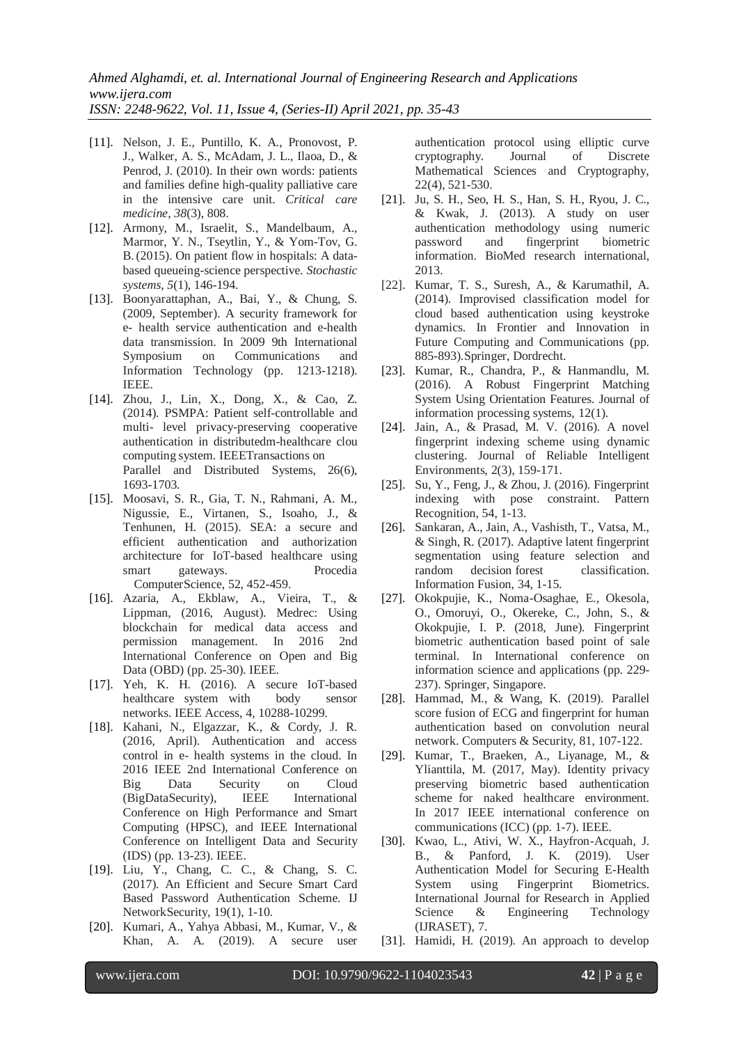[11]. Nelson, J. E., Puntillo, K. A., Pronovost, P. J., Walker, A. S., McAdam, J. L., Ilaoa, D., & Penrod, J. (2010). In their own words: patients and families define high-quality palliative care in the intensive care unit. *Critical care medicine*, *38*(3), 808.

[12]. Armony, M., Israelit, S., Mandelbaum, A., Marmor, Y. N., Tseytlin, Y., & Yom-Tov, G. B. (2015). On patient flow in hospitals: A data-based queueing-science perspective. *Stochastic systems*, *5*(1), 146-194.

[13]. Boonyarattaphan, A., Bai, Y., & Chung, S. (2009, September). A security framework for e- health service authentication and e-health data transmission. In 2009 9th International Symposium on Communications and Information Technology (pp. 1213-1218). IEEE.

[14]. Zhou, J., Lin, X., Dong, X., & Cao, Z. (2014). PSMPA: Patient self-controllable and multi- level privacy-preserving cooperative authentication in distributedm-healthcare clou computing system. IEEETransactions on Parallel and Distributed Systems, 26(6), 1693-1703.

[15]. Moosavi, S. R., Gia, T. N., Rahmani, A. M., Nigussie, E., Virtanen, S., Isoaho, J., & Tenhunen, H. (2015). SEA: a secure and efficient authentication and authorization architecture for IoT-based healthcare using smart gateways. Procedia ComputerScience, 52, 452-459.

[16]. Azaria, A., Ekblaw, A., Vieira, T., & Lippman, (2016, August). Medrec: Using blockchain for medical data access and permission management. In 2016 2nd International Conference on Open and Big Data (OBD) (pp. 25-30). IEEE.

[17]. Yeh, K. H. (2016). A secure IoT-based healthcare system with body sensor networks. IEEE Access, 4, 10288-10299.

[18]. Kahani, N., Elgazzar, K., & Cordy, J. R. (2016, April). Authentication and access control in e- health systems in the cloud. In 2016 IEEE 2nd International Conference on Big Data Security on Cloud (BigDataSecurity), IEEE International Conference on High Performance and Smart Computing (HPSC), and IEEE International Conference on Intelligent Data and Security (IDS) (pp. 13-23). IEEE.

[19]. Liu, Y., Chang, C. C., & Chang, S. C. (2017). An Efficient and Secure Smart Card Based Password Authentication Scheme. IJ NetworkSecurity, 19(1), 1-10.

[20]. Kumari, A., Yahya Abbasi, M., Kumar, V., & Khan, A. A. (2019). A secure user authentication protocol using elliptic curve cryptography. Journal of Discrete Mathematical Sciences and Cryptography, 22(4), 521-530.

[21]. Ju, S. H., Seo, H. S., Han, S. H., Ryou, J. C., & Kwak, J. (2013). A study on user authentication methodology using numeric password and fingerprint biometric information. BioMed research international, 2013.

[22]. Kumar, T. S., Suresh, A., & Karumathil, A. (2014). Improvised classification model for cloud based authentication using keystroke dynamics. In Frontier and Innovation in Future Computing and Communications (pp. 885-893).Springer, Dordrecht.

[23]. Kumar, R., Chandra, P., & Hanmandlu, M. (2016). A Robust Fingerprint Matching System Using Orientation Features. Journal of information processing systems, 12(1).

[24]. Jain, A., & Prasad, M. V. (2016). A novel fingerprint indexing scheme using dynamic clustering. Journal of Reliable Intelligent Environments, 2(3), 159-171.

[25]. Su, Y., Feng, J., & Zhou, J. (2016). Fingerprint indexing with pose constraint. Pattern Recognition, 54, 1-13.

[26]. Sankaran, A., Jain, A., Vashisth, T., Vatsa, M., & Singh, R. (2017). Adaptive latent fingerprint segmentation using feature selection and random decision forest classification. Information Fusion, 34, 1-15.

[27]. Okokpujie, K., Noma-Osaghae, E., Okesola, O., Omoruyi, O., Okereke, C., John, S., & Okokpujie, I. P. (2018, June). Fingerprint biometric authentication based point of sale terminal. In International conference on information science and applications (pp. 229-237). Springer, Singapore.

[28]. Hammad, M., & Wang, K. (2019). Parallel score fusion of ECG and fingerprint for human authentication based on convolution neural network. Computers & Security, 81, 107-122.

[29]. Kumar, T., Braeken, A., Liyanage, M., & Ylianttila, M. (2017, May). Identity privacy preserving biometric based authentication scheme for naked healthcare environment. In 2017 IEEE international conference on communications (ICC) (pp. 1-7). IEEE.

[30]. Kwao, L., Ativi, W. X., Hayfron-Acquah, J. B., & Panford, J. K. (2019). User Authentication Model for Securing E-Health System using Fingerprint Biometrics. International Journal for Research in Applied Science & Engineering Technology (IJRASET), 7.

[31]. Hamidi, H. (2019). An approach to develop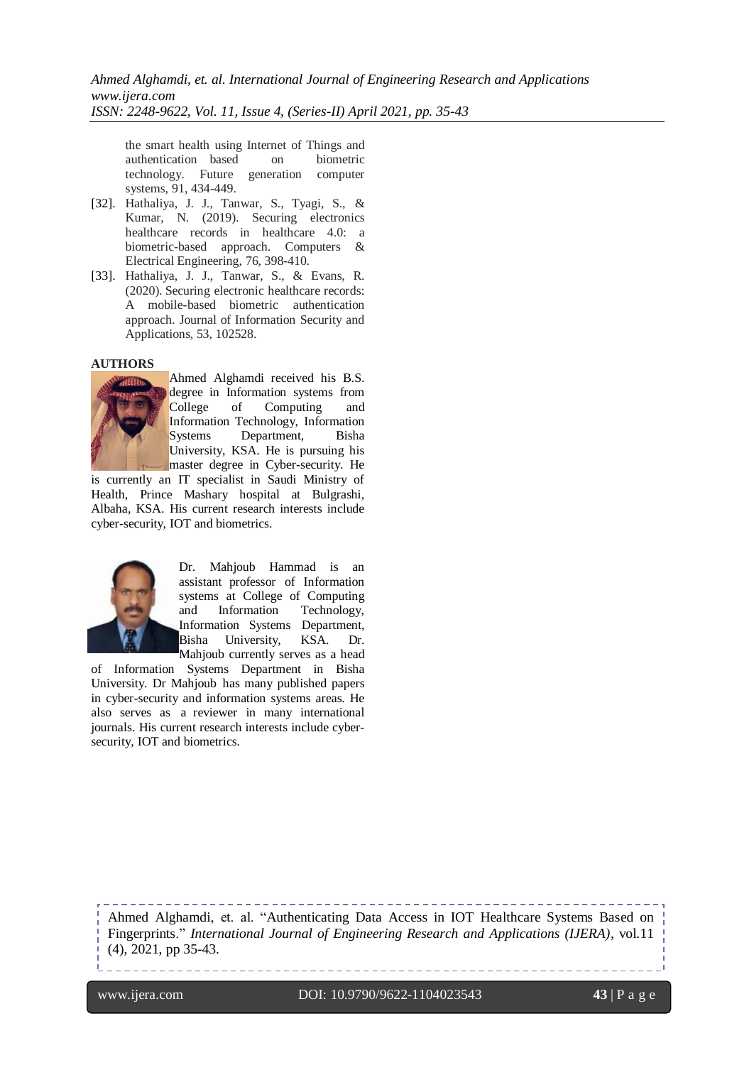the smart health using Internet of Things and authentication based on biometric technology. Future generation computer systems, 91, 434-449.

[32]. Hathaliya, J. J., Tanwar, S., Tyagi, S., & Kumar, N. (2019). Securing electronics healthcare records in healthcare 4.0: a biometric-based approach. Computers & Electrical Engineering, 76, 398-410.

[33]. Hathaliya, J. J., Tanwar, S., & Evans, R. (2020). Securing electronic healthcare records: A mobile-based biometric authentication approach. Journal of Information Security and Applications, 53, 102528.

**AUTHORS**

Ahmed Alghamdi received his B.S. degree in Information systems from College of Computing and Information Technology, Information Systems Department, Bisha University, KSA. He is pursuing his master degree in Cyber-security. He is currently an IT specialist in Saudi Ministry of Health, Prince Mashary hospital at Bulgrashi, Albaha, KSA. His current research interests include cyber-security, IOT and biometrics.

Dr. Mahjoub Hammad is an assistant professor of Information systems at College of Computing and Information Technology, Information Systems Department, Bisha University, KSA. Dr. Mahjoub currently serves as a head of Information Systems Department in Bisha University. Dr Mahjoub has many published papers in cyber-security and information systems areas. He also serves as a reviewer in many international journals. His current research interests include cyber-security, IOT and biometrics.

Ahmed Alghamdi, et. al. "Authenticating Data Access in IOT Healthcare Systems Based on Fingerprints." *International Journal of Engineering Research and Applications (IJERA)*, vol.11 (4), 2021, pp 35-43.